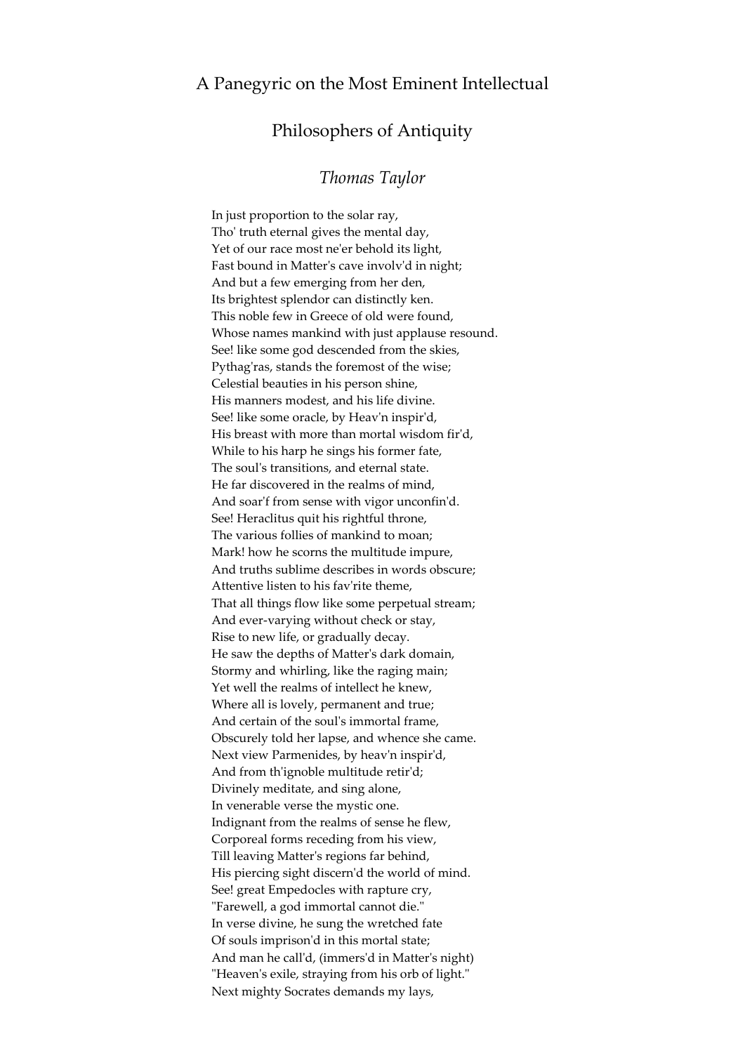# A Panegyric on the Most Eminent Intellectual Philosophers of Antiquity

*Thomas Taylor*

In just proportion to the solar ray,  
Tho' truth eternal gives the mental day,  
Yet of our race most ne'er behold its light,  
Fast bound in Matter's cave involv'd in night;  
And but a few emerging from her den,  
Its brightest splendor can distinctly ken.  
This noble few in Greece of old were found,  
Whose names mankind with just applause resound.  
See! like some god descended from the skies,  
Pythag'ras, stands the foremost of the wise;  
Celestial beauties in his person shine,  
His manners modest, and his life divine.  
See! like some oracle, by Heav'n inspir'd,  
His breast with more than mortal wisdom fir'd,  
While to his harp he sings his former fate,  
The soul's transitions, and eternal state.  
He far discovered in the realms of mind,  
And soar'f from sense with vigor unconfin'd.  
See! Heraclitus quit his rightful throne,  
The various follies of mankind to moan;  
Mark! how he scorns the multitude impure,  
And truths sublime describes in words obscure;  
Attentive listen to his fav'rite theme,  
That all things flow like some perpetual stream;  
And ever-varying without check or stay,  
Rise to new life, or gradually decay.  
He saw the depths of Matter's dark domain,  
Stormy and whirling, like the raging main;  
Yet well the realms of intellect he knew,  
Where all is lovely, permanent and true;  
And certain of the soul's immortal frame,  
Obscurely told her lapse, and whence she came.  
Next view Parmenides, by heav'n inspir'd,  
And from th'ignoble multitude retir'd;  
Divinely meditate, and sing alone,  
In venerable verse the mystic one.  
Indignant from the realms of sense he flew,  
Corporeal forms receding from his view,  
Till leaving Matter's regions far behind,  
His piercing sight discern'd the world of mind.  
See! great Empedocles with rapture cry,  
"Farewell, a god immortal cannot die."  
In verse divine, he sung the wretched fate  
Of souls imprison'd in this mortal state;  
And man he call'd, (immers'd in Matter's night)  
"Heaven's exile, straying from his orb of light."  
Next mighty Socrates demands my lays,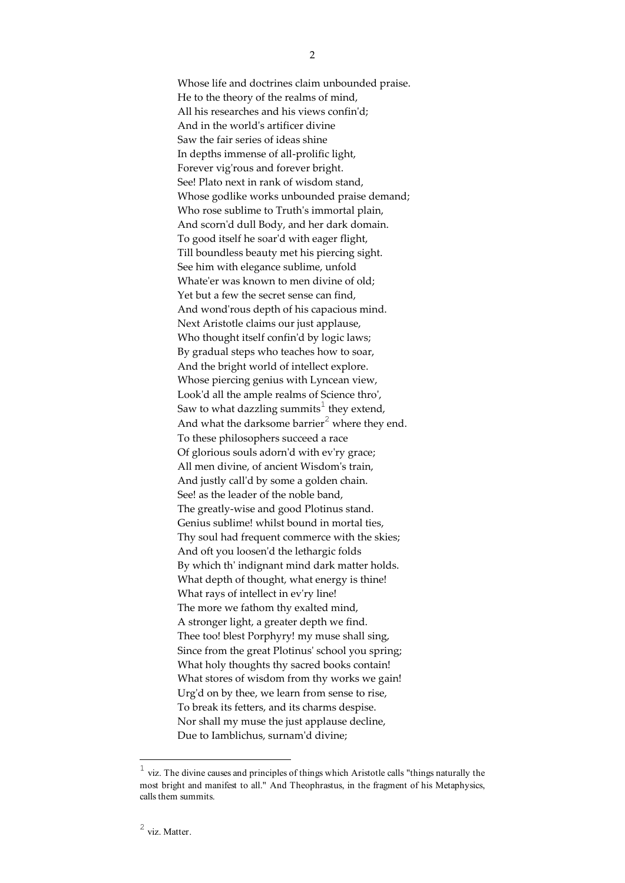Whose life and doctrines claim unbounded praise.
He to the theory of the realms of mind,
All his researches and his views confin'd;
And in the world's artificer divine
Saw the fair series of ideas shine
In depths immense of all-prolific light,
Forever vig'rous and forever bright.
See! Plato next in rank of wisdom stand,
Whose godlike works unbounded praise demand;
Who rose sublime to Truth's immortal plain,
And scorn'd dull Body, and her dark domain.
To good itself he soar'd with eager flight,
Till boundless beauty met his piercing sight.
See him with elegance sublime, unfold
Whate'er was known to men divine of old;
Yet but a few the secret sense can find,
And wond'rous depth of his capacious mind.
Next Aristotle claims our just applause,
Who thought itself confin'd by logic laws;
By gradual steps who teaches how to soar,
And the bright world of intellect explore.
Whose piercing genius with Lyncean view,
Look'd all the ample realms of Science thro',
Saw to what dazzling summits[1] they extend,
And what the darksome barrier[2] where they end.
To these philosophers succeed a race
Of glorious souls adorn'd with ev'ry grace;
All men divine, of ancient Wisdom's train,
And justly call'd by some a golden chain.
See! as the leader of the noble band,
The greatly-wise and good Plotinus stand.
Genius sublime! whilst bound in mortal ties,
Thy soul had frequent commerce with the skies;
And oft you loosen'd the lethargic folds
By which th' indignant mind dark matter holds.
What depth of thought, what energy is thine!
What rays of intellect in ev'ry line!
The more we fathom thy exalted mind,
A stronger light, a greater depth we find.
Thee too! blest Porphyry! my muse shall sing,
Since from the great Plotinus' school you spring;
What holy thoughts thy sacred books contain!
What stores of wisdom from thy works we gain!
Urg'd on by thee, we learn from sense to rise,
To break its fetters, and its charms despise.
Nor shall my muse the just applause decline,
Due to Iamblichus, surnam'd divine;

---

[1] viz. The divine causes and principles of things which Aristotle calls "things naturally the most bright and manifest to all." And Theophrastus, in the fragment of his Metaphysics, calls them summits.

[2] viz. Matter.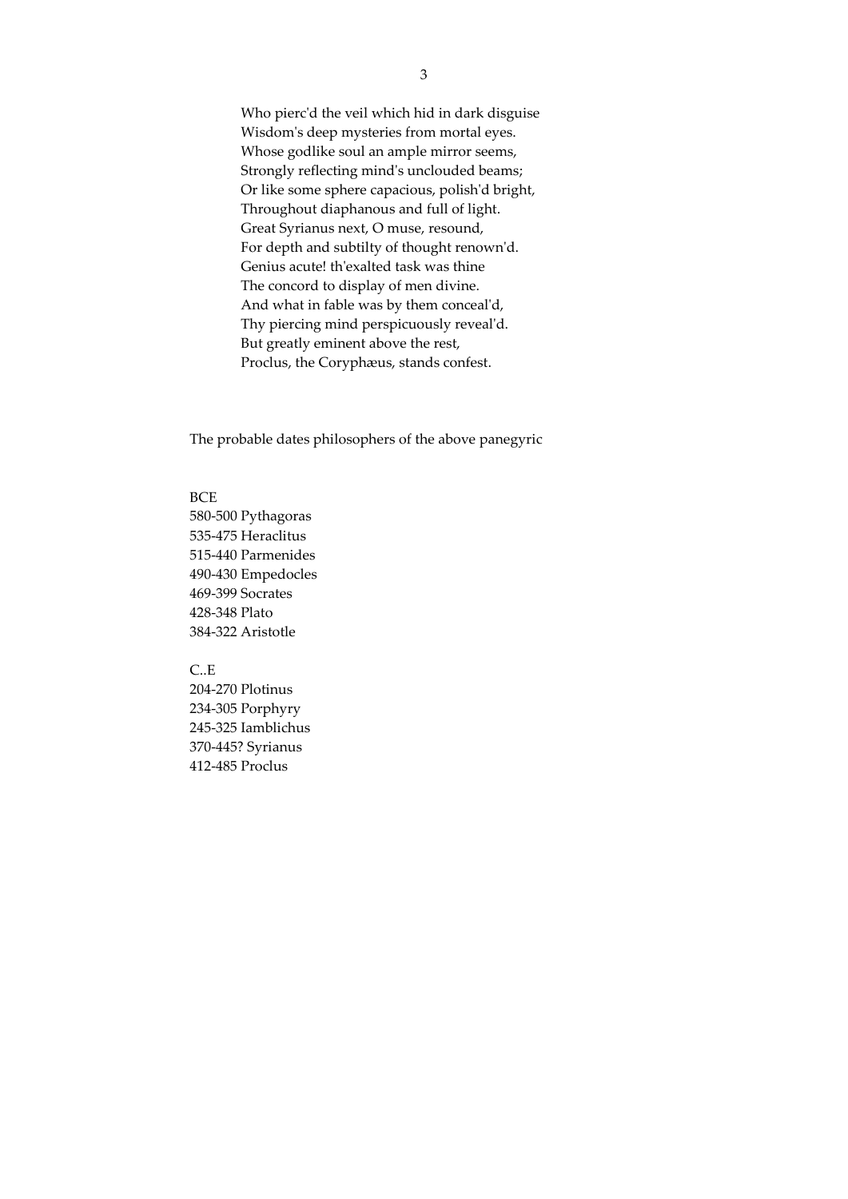Who pierc'd the veil which hid in dark disguise  
Wisdom's deep mysteries from mortal eyes.  
Whose godlike soul an ample mirror seems,  
Strongly reflecting mind's unclouded beams;  
Or like some sphere capacious, polish'd bright,  
Throughout diaphanous and full of light.  
Great Syrianus next, O muse, resound,  
For depth and subtilty of thought renown'd.  
Genius acute! th'exalted task was thine  
The concord to display of men divine.  
And what in fable was by them conceal'd,  
Thy piercing mind perspicuously reveal'd.  
But greatly eminent above the rest,  
Proclus, the Coryphæus, stands confest.

The probable dates philosophers of the above panegyric

BCE  
580-500 Pythagoras  
535-475 Heraclitus  
515-440 Parmenides  
490-430 Empedocles  
469-399 Socrates  
428-348 Plato  
384-322 Aristotle

C..E  
204-270 Plotinus  
234-305 Porphyry  
245-325 Iamblichus  
370-445? Syrianus  
412-485 Proclus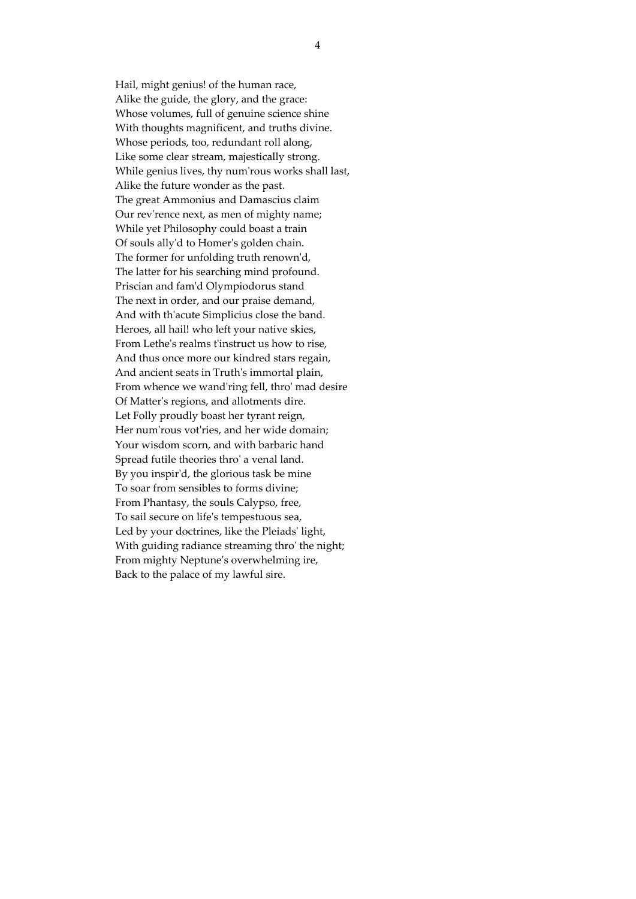Hail, might genius! of the human race,  
Alike the guide, the glory, and the grace:  
Whose volumes, full of genuine science shine  
With thoughts magnificent, and truths divine.  
Whose periods, too, redundant roll along,  
Like some clear stream, majestically strong.  
While genius lives, thy num'rous works shall last,  
Alike the future wonder as the past.  
The great Ammonius and Damascius claim  
Our rev'rence next, as men of mighty name;  
While yet Philosophy could boast a train  
Of souls ally'd to Homer's golden chain.  
The former for unfolding truth renown'd,  
The latter for his searching mind profound.  
Priscian and fam'd Olympiodorus stand  
The next in order, and our praise demand,  
And with th'acute Simplicius close the band.  
Heroes, all hail! who left your native skies,  
From Lethe's realms t'instruct us how to rise,  
And thus once more our kindred stars regain,  
And ancient seats in Truth's immortal plain,  
From whence we wand'ring fell, thro' mad desire  
Of Matter's regions, and allotments dire.  
Let Folly proudly boast her tyrant reign,  
Her num'rous vot'ries, and her wide domain;  
Your wisdom scorn, and with barbaric hand  
Spread futile theories thro' a venal land.  
By you inspir'd, the glorious task be mine  
To soar from sensibles to forms divine;  
From Phantasy, the souls Calypso, free,  
To sail secure on life's tempestuous sea,  
Led by your doctrines, like the Pleiads' light,  
With guiding radiance streaming thro' the night;  
From mighty Neptune's overwhelming ire,  
Back to the palace of my lawful sire.